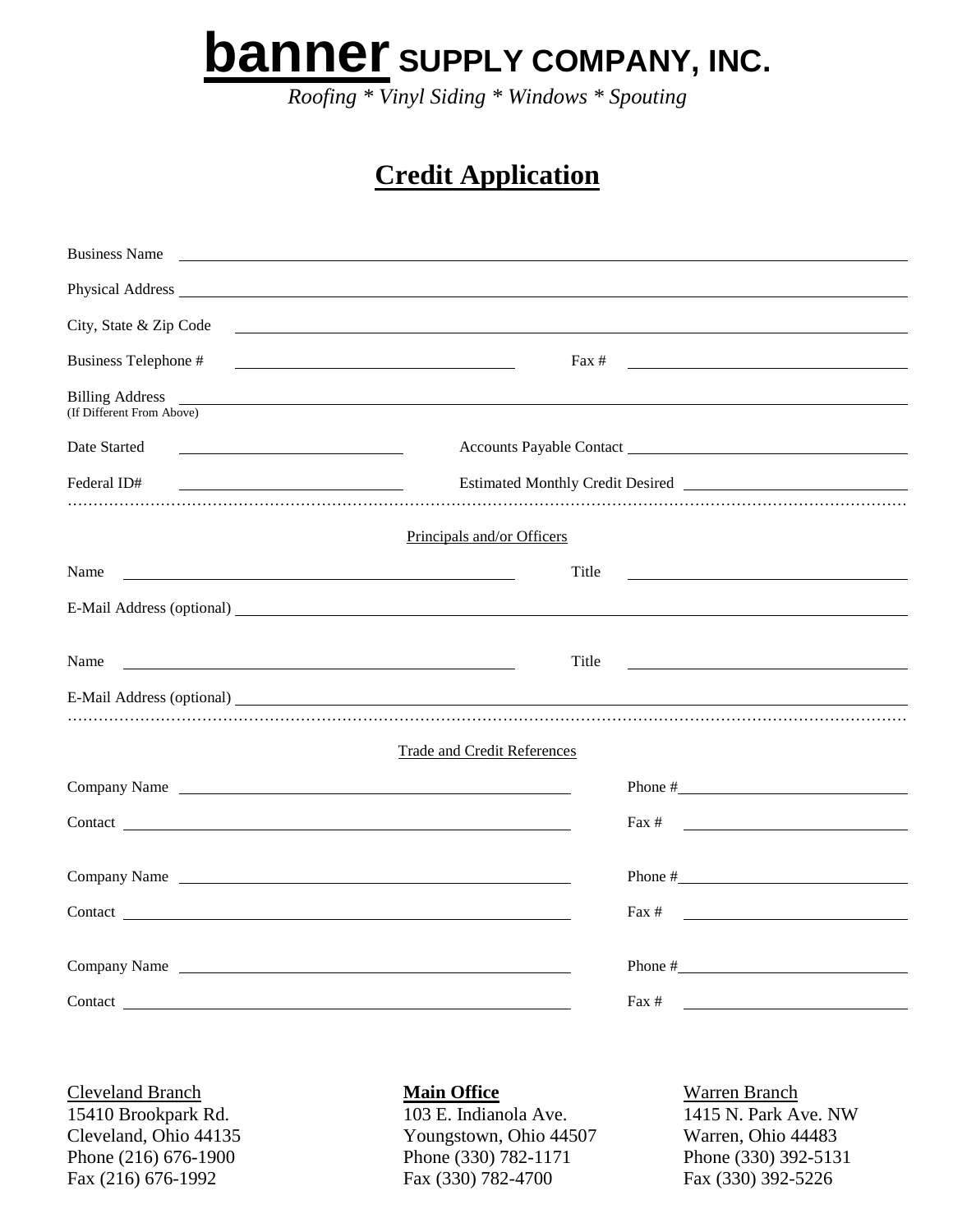# **banner** SUPPLY COMPANY, INC.

*Roofing * Vinyl Siding * Windows * Spouting*

## Credit Application

Business Name \_\_\_\_\_\_\_\_\_\_\_\_\_\_\_\_\_\_\_\_\_\_\_\_\_\_\_\_\_\_\_\_\_\_\_\_\_\_\_\_\_\_\_\_\_\_\_\_

Physical Address \_\_\_\_\_\_\_\_\_\_\_\_\_\_\_\_\_\_\_\_\_\_\_\_\_\_\_\_\_\_\_\_\_\_\_\_\_\_\_\_\_\_\_\_\_\_\_\_

City, State & Zip Code \_\_\_\_\_\_\_\_\_\_\_\_\_\_\_\_\_\_\_\_\_\_\_\_\_\_\_\_\_\_\_\_\_\_\_\_\_\_\_\_\_\_\_\_

Business Telephone # \_\_\_\_\_\_\_\_\_\_\_\_\_\_\_\_\_\_\_\_ Fax # \_\_\_\_\_\_\_\_\_\_\_\_\_\_\_\_\_\_\_\_

Billing Address \_\_\_\_\_\_\_\_\_\_\_\_\_\_\_\_\_\_\_\_\_\_\_\_\_\_\_\_\_\_\_\_\_\_\_\_\_\_\_\_\_\_\_\_\_\_\_\_
(If Different From Above)

Date Started \_\_\_\_\_\_\_\_\_\_\_\_\_\_\_\_\_\_ Accounts Payable Contact \_\_\_\_\_\_\_\_\_\_\_\_\_\_\_\_\_\_\_\_

Federal ID# \_\_\_\_\_\_\_\_\_\_\_\_\_\_\_\_\_\_ Estimated Monthly Credit Desired \_\_\_\_\_\_\_\_\_\_\_\_\_\_\_\_\_\_

---

Principals and/or Officers

Name \_\_\_\_\_\_\_\_\_\_\_\_\_\_\_\_\_\_\_\_\_\_\_\_\_\_\_\_ Title \_\_\_\_\_\_\_\_\_\_\_\_\_\_\_\_\_\_\_\_

E-Mail Address (optional) \_\_\_\_\_\_\_\_\_\_\_\_\_\_\_\_\_\_\_\_\_\_\_\_\_\_\_\_\_\_\_\_\_\_\_\_\_\_\_\_\_\_\_\_

Name \_\_\_\_\_\_\_\_\_\_\_\_\_\_\_\_\_\_\_\_\_\_\_\_\_\_\_\_ Title \_\_\_\_\_\_\_\_\_\_\_\_\_\_\_\_\_\_\_\_

E-Mail Address (optional) \_\_\_\_\_\_\_\_\_\_\_\_\_\_\_\_\_\_\_\_\_\_\_\_\_\_\_\_\_\_\_\_\_\_\_\_\_\_\_\_\_\_\_\_

---

Trade and Credit References

Company Name \_\_\_\_\_\_\_\_\_\_\_\_\_\_\_\_\_\_\_\_\_\_\_\_\_\_\_\_ Phone # \_\_\_\_\_\_\_\_\_\_\_\_\_\_\_\_\_\_\_\_

Contact \_\_\_\_\_\_\_\_\_\_\_\_\_\_\_\_\_\_\_\_\_\_\_\_\_\_\_\_ Fax # \_\_\_\_\_\_\_\_\_\_\_\_\_\_\_\_\_\_\_\_

Company Name \_\_\_\_\_\_\_\_\_\_\_\_\_\_\_\_\_\_\_\_\_\_\_\_\_\_\_\_ Phone # \_\_\_\_\_\_\_\_\_\_\_\_\_\_\_\_\_\_\_\_

Contact \_\_\_\_\_\_\_\_\_\_\_\_\_\_\_\_\_\_\_\_\_\_\_\_\_\_\_\_ Fax # \_\_\_\_\_\_\_\_\_\_\_\_\_\_\_\_\_\_\_\_

Company Name \_\_\_\_\_\_\_\_\_\_\_\_\_\_\_\_\_\_\_\_\_\_\_\_\_\_\_\_ Phone # \_\_\_\_\_\_\_\_\_\_\_\_\_\_\_\_\_\_\_\_

Contact \_\_\_\_\_\_\_\_\_\_\_\_\_\_\_\_\_\_\_\_\_\_\_\_\_\_\_\_ Fax # \_\_\_\_\_\_\_\_\_\_\_\_\_\_\_\_\_\_\_\_

| Cleveland Branch | **Main Office** | Warren Branch |
|---|---|---|
| 15410 Brookpark Rd. | 103 E. Indianola Ave. | 1415 N. Park Ave. NW |
| Cleveland, Ohio 44135 | Youngstown, Ohio 44507 | Warren, Ohio 44483 |
| Phone (216) 676-1900 | Phone (330) 782-1171 | Phone (330) 392-5131 |
| Fax (216) 676-1992 | Fax (330) 782-4700 | Fax (330) 392-5226 |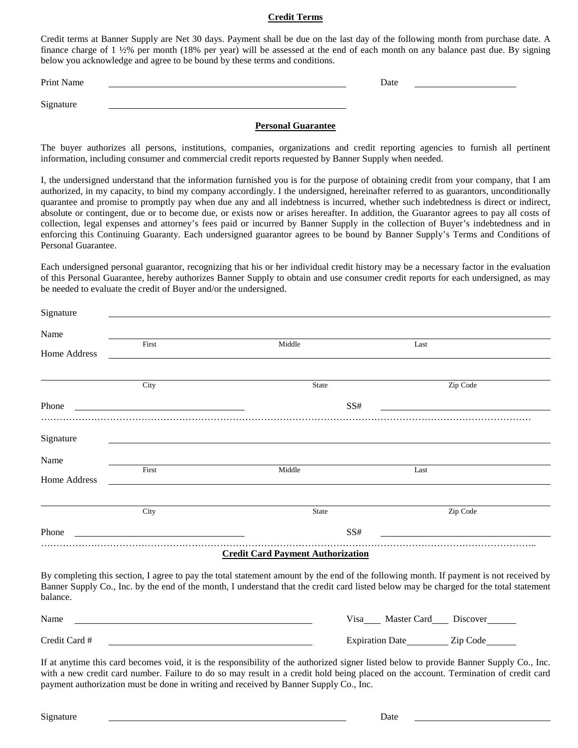## Credit Terms

Credit terms at Banner Supply are Net 30 days. Payment shall be due on the last day of the following month from purchase date. A finance charge of 1 ½% per month (18% per year) will be assessed at the end of each month on any balance past due. By signing below you acknowledge and agree to be bound by these terms and conditions.

Print Name ______________________________ Date ____________

Signature ______________________________

## Personal Guarantee

The buyer authorizes all persons, institutions, companies, organizations and credit reporting agencies to furnish all pertinent information, including consumer and commercial credit reports requested by Banner Supply when needed.

I, the undersigned understand that the information furnished you is for the purpose of obtaining credit from your company, that I am authorized, in my capacity, to bind my company accordingly. I the undersigned, hereinafter referred to as guarantors, unconditionally quarantee and promise to promptly pay when due any and all indebtness is incurred, whether such indebtedness is direct or indirect, absolute or contingent, due or to become due, or exists now or arises hereafter. In addition, the Guarantor agrees to pay all costs of collection, legal expenses and attorney's fees paid or incurred by Banner Supply in the collection of Buyer's indebtedness and in enforcing this Continuing Guaranty. Each undersigned guarantor agrees to be bound by Banner Supply's Terms and Conditions of Personal Guarantee.

Each undersigned personal guarantor, recognizing that his or her individual credit history may be a necessary factor in the evaluation of this Personal Guarantee, hereby authorizes Banner Supply to obtain and use consumer credit reports for each undersigned, as may be needed to evaluate the credit of Buyer and/or the undersigned.

Signature ______________________________

Name ______________________________
First Middle Last

Home Address ______________________________

______________________________
City State Zip Code

Phone ______________________________ SS# ______________________________

…………………………………………………………………………………………………………………………

Signature ______________________________

Name ______________________________
First Middle Last

Home Address ______________________________

______________________________
City State Zip Code

Phone ______________________________ SS# ______________________________

…………………………………………………………………………………………………………………………..

## Credit Card Payment Authorization

By completing this section, I agree to pay the total statement amount by the end of the following month. If payment is not received by Banner Supply Co., Inc. by the end of the month, I understand that the credit card listed below may be charged for the total statement balance.

Name ______________________________ Visa____ Master Card____ Discover______

Credit Card # ______________________________ Expiration Date_________ Zip Code______

If at anytime this card becomes void, it is the responsibility of the authorized signer listed below to provide Banner Supply Co., Inc. with a new credit card number. Failure to do so may result in a credit hold being placed on the account. Termination of credit card payment authorization must be done in writing and received by Banner Supply Co., Inc.

Signature ______________________________ Date ____________